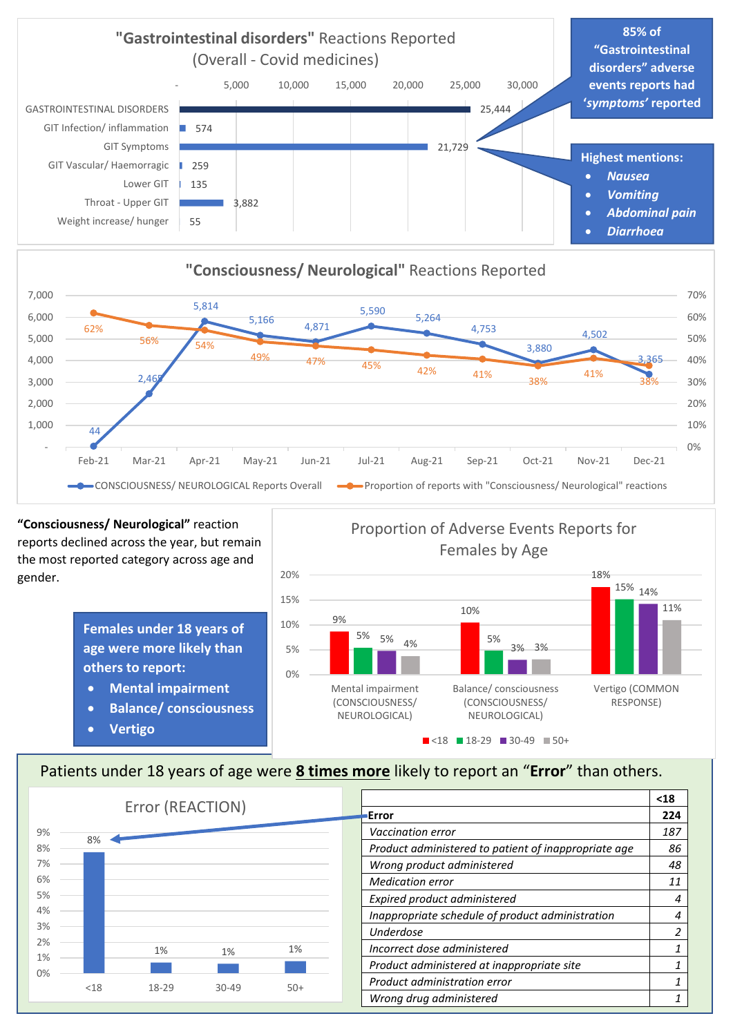## "Gastrointestinal disorders" Reactions Reported (Overall - Covid medicines)

| Category | Reports |
|---|---|
| GASTROINTESTINAL DISORDERS | 25,444 |
| GIT Infection/ inflammation | 574 |
| GIT Symptoms | 21,729 |
| GIT Vascular/ Haemorragic | 259 |
| Lower GIT | 135 |
| Throat - Upper GIT | 3,882 |
| Weight increase/ hunger | 55 |

**85% of "Gastrointestinal disorders" adverse events reports had *'symptoms'* reported**

**Highest mentions:**

- ***Nausea***
- ***Vomiting***
- ***Abdominal pain***
- ***Diarrhoea***

## "Consciousness/ Neurological" Reactions Reported

| Month | CONSCIOUSNESS/ NEUROLOGICAL Reports Overall | Proportion of reports with "Consciousness/ Neurological" reactions |
|---|---|---|
| Feb-21 | 44 | 62% |
| Mar-21 | 2,465 | 56% |
| Apr-21 | 5,814 | 54% |
| May-21 | 5,166 | 49% |
| Jun-21 | 4,871 | 47% |
| Jul-21 | 5,590 | 45% |
| Aug-21 | 5,264 | 42% |
| Sep-21 | 4,753 | 41% |
| Oct-21 | 3,880 | 38% |
| Nov-21 | 4,502 | 41% |
| Dec-21 | 3,365 | 38% |

**"Consciousness/ Neurological"** reaction reports declined across the year, but remain the most reported category across age and gender.

**Females under 18 years of age were more likely than others to report:**

- **Mental impairment**
- **Balance/ consciousness**
- **Vertigo**

### Proportion of Adverse Events Reports for Females by Age

| Reaction | <18 | 18-29 | 30-49 | 50+ |
|---|---|---|---|---|
| Mental impairment (CONSCIOUSNESS/ NEUROLOGICAL) | 9% | 5% | 5% | 4% |
| Balance/ consciousness (CONSCIOUSNESS/ NEUROLOGICAL) | 10% | 5% | 3% | 3% |
| Vertigo (COMMON RESPONSE) | 18% | 15% | 14% | 11% |

Patients under 18 years of age were **8 times more** likely to report an "**Error**" than others.

### Error (REACTION)

| Age | Proportion |
|---|---|
| <18 | 8% |
| 18-29 | 1% |
| 30-49 | 1% |
| 50+ | 1% |

| | <18 |
|---|---|
| **Error** | **224** |
| *Vaccination error* | *187* |
| *Product administered to patient of inappropriate age* | *86* |
| *Wrong product administered* | *48* |
| *Medication error* | *11* |
| *Expired product administered* | *4* |
| *Inappropriate schedule of product administration* | *4* |
| *Underdose* | *2* |
| *Incorrect dose administered* | *1* |
| *Product administered at inappropriate site* | *1* |
| *Product administration error* | *1* |
| *Wrong drug administered* | *1* |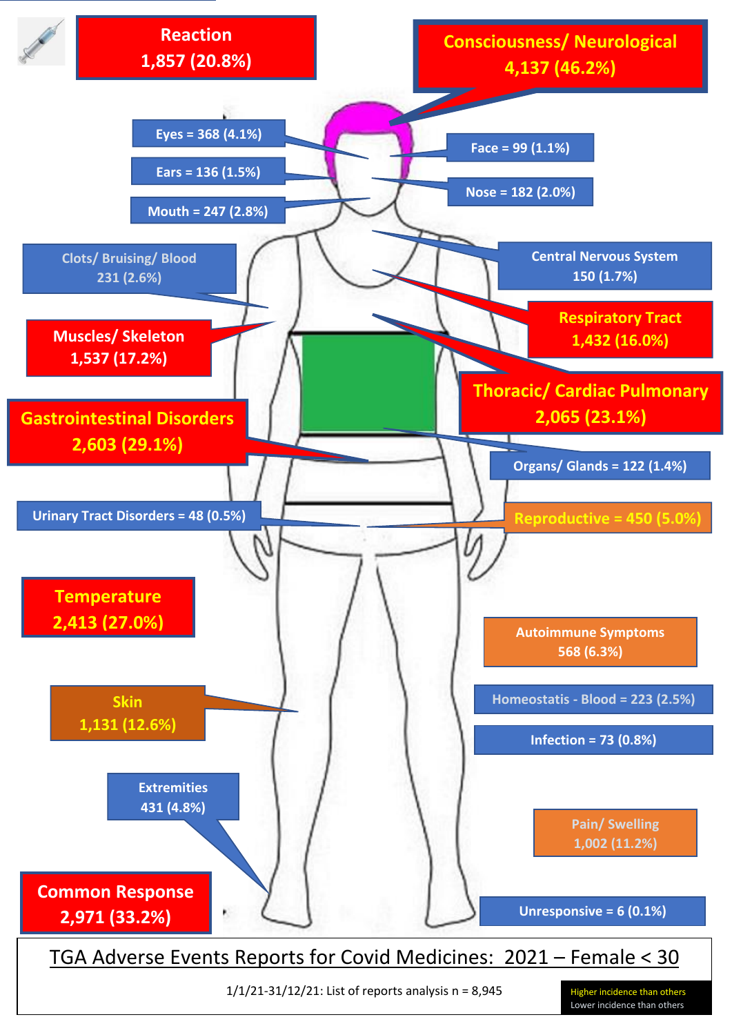Reaction
1,857 (20.8%)

Consciousness/ Neurological
4,137 (46.2%)

Eyes = 368 (4.1%)

Face = 99 (1.1%)

Ears = 136 (1.5%)

Nose = 182 (2.0%)

Mouth = 247 (2.8%)

Clots/ Bruising/ Blood
231 (2.6%)

Central Nervous System
150 (1.7%)

Respiratory Tract
1,432 (16.0%)

Muscles/ Skeleton
1,537 (17.2%)

Thoracic/ Cardiac Pulmonary
2,065 (23.1%)

Gastrointestinal Disorders
2,603 (29.1%)

Organs/ Glands = 122 (1.4%)

Urinary Tract Disorders = 48 (0.5%)

Reproductive = 450 (5.0%)

Temperature
2,413 (27.0%)

Autoimmune Symptoms
568 (6.3%)

Skin
1,131 (12.6%)

Homeostatis - Blood = 223 (2.5%)

Infection = 73 (0.8%)

Extremities
431 (4.8%)

Pain/ Swelling
1,002 (11.2%)

Common Response
2,971 (33.2%)

Unresponsive = 6 (0.1%)

TGA Adverse Events Reports for Covid Medicines: 2021 – Female < 30

1/1/21-31/12/21: List of reports analysis n = 8,945

Higher incidence than others
Lower incidence than others